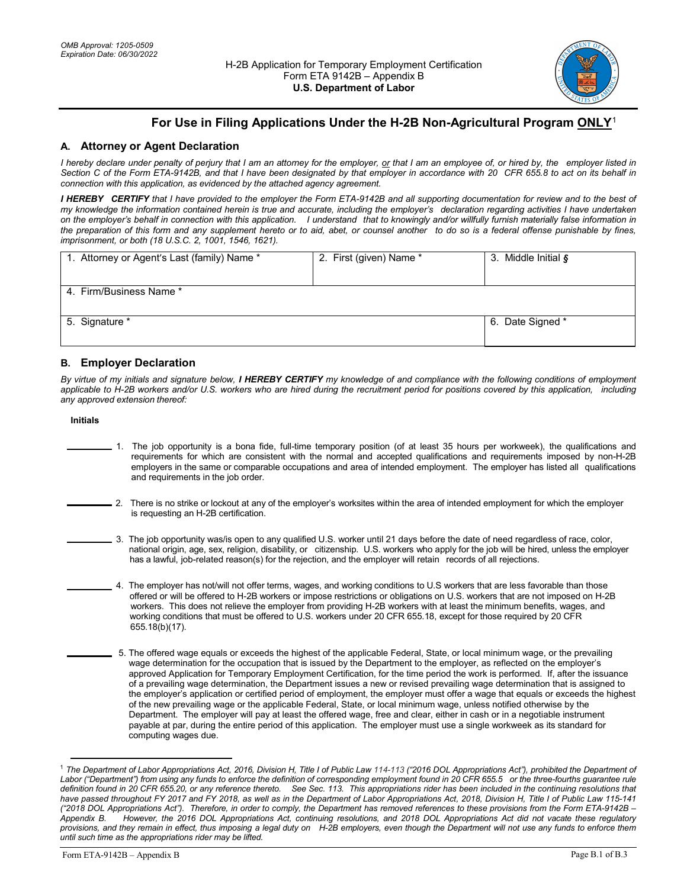OMB Approval: 1205-0509
Expiration Date: 06/30/2022

H-2B Application for Temporary Employment Certification
Form ETA 9142B – Appendix B
**U.S. Department of Labor**

## For Use in Filing Applications Under the H-2B Non-Agricultural Program ONLY[1]

### A. Attorney or Agent Declaration

*I hereby declare under penalty of perjury that I am an attorney for the employer, or that I am an employee of, or hired by, the employer listed in Section C of the Form ETA-9142B, and that I have been designated by that employer in accordance with 20 CFR 655.8 to act on its behalf in connection with this application, as evidenced by the attached agency agreement.*

***I HEREBY CERTIFY** that I have provided to the employer the Form ETA-9142B and all supporting documentation for review and to the best of my knowledge the information contained herein is true and accurate, including the employer's declaration regarding activities I have undertaken on the employer's behalf in connection with this application. I understand that to knowingly and/or willfully furnish materially false information in the preparation of this form and any supplement hereto or to aid, abet, or counsel another to do so is a federal offense punishable by fines, imprisonment, or both (18 U.S.C. 2, 1001, 1546, 1621).*

| 1. Attorney or Agent's Last (family) Name * | 2. First (given) Name * | 3. Middle Initial § |
|---|---|---|
| 4. Firm/Business Name * | | |
| 5. Signature * | | 6. Date Signed * |

### B. Employer Declaration

*By virtue of my initials and signature below, **I HEREBY CERTIFY** my knowledge of and compliance with the following conditions of employment applicable to H-2B workers and/or U.S. workers who are hired during the recruitment period for positions covered by this application, including any approved extension thereof:*

**Initials**

_________ 1. The job opportunity is a bona fide, full-time temporary position (of at least 35 hours per workweek), the qualifications and requirements for which are consistent with the normal and accepted qualifications and requirements imposed by non-H-2B employers in the same or comparable occupations and area of intended employment. The employer has listed all qualifications and requirements in the job order.

_________ 2. There is no strike or lockout at any of the employer's worksites within the area of intended employment for which the employer is requesting an H-2B certification.

_________ 3. The job opportunity was/is open to any qualified U.S. worker until 21 days before the date of need regardless of race, color, national origin, age, sex, religion, disability, or citizenship. U.S. workers who apply for the job will be hired, unless the employer has a lawful, job-related reason(s) for the rejection, and the employer will retain records of all rejections.

_________ 4. The employer has not/will not offer terms, wages, and working conditions to U.S workers that are less favorable than those offered or will be offered to H-2B workers or impose restrictions or obligations on U.S. workers that are not imposed on H-2B workers. This does not relieve the employer from providing H-2B workers with at least the minimum benefits, wages, and working conditions that must be offered to U.S. workers under 20 CFR 655.18, except for those required by 20 CFR 655.18(b)(17).

_________ 5. The offered wage equals or exceeds the highest of the applicable Federal, State, or local minimum wage, or the prevailing wage determination for the occupation that is issued by the Department to the employer, as reflected on the employer's approved Application for Temporary Employment Certification, for the time period the work is performed. If, after the issuance of a prevailing wage determination, the Department issues a new or revised prevailing wage determination that is assigned to the employer's application or certified period of employment, the employer must offer a wage that equals or exceeds the highest of the new prevailing wage or the applicable Federal, State, or local minimum wage, unless notified otherwise by the Department. The employer will pay at least the offered wage, free and clear, either in cash or in a negotiable instrument payable at par, during the entire period of this application. The employer must use a single workweek as its standard for computing wages due.

---

[1] *The Department of Labor Appropriations Act, 2016, Division H, Title I of Public Law 114-113 ("2016 DOL Appropriations Act"), prohibited the Department of Labor ("Department") from using any funds to enforce the definition of corresponding employment found in 20 CFR 655.5 or the three-fourths guarantee rule definition found in 20 CFR 655.20, or any reference thereto. See Sec. 113. This appropriations rider has been included in the continuing resolutions that have passed throughout FY 2017 and FY 2018, as well as in the Department of Labor Appropriations Act, 2018, Division H, Title I of Public Law 115-141 ("2018 DOL Appropriations Act"). Therefore, in order to comply, the Department has removed references to these provisions from the Form ETA-9142B – Appendix B. However, the 2016 DOL Appropriations Act, continuing resolutions, and 2018 DOL Appropriations Act did not vacate these regulatory provisions, and they remain in effect, thus imposing a legal duty on H-2B employers, even though the Department will not use any funds to enforce them until such time as the appropriations rider may be lifted.*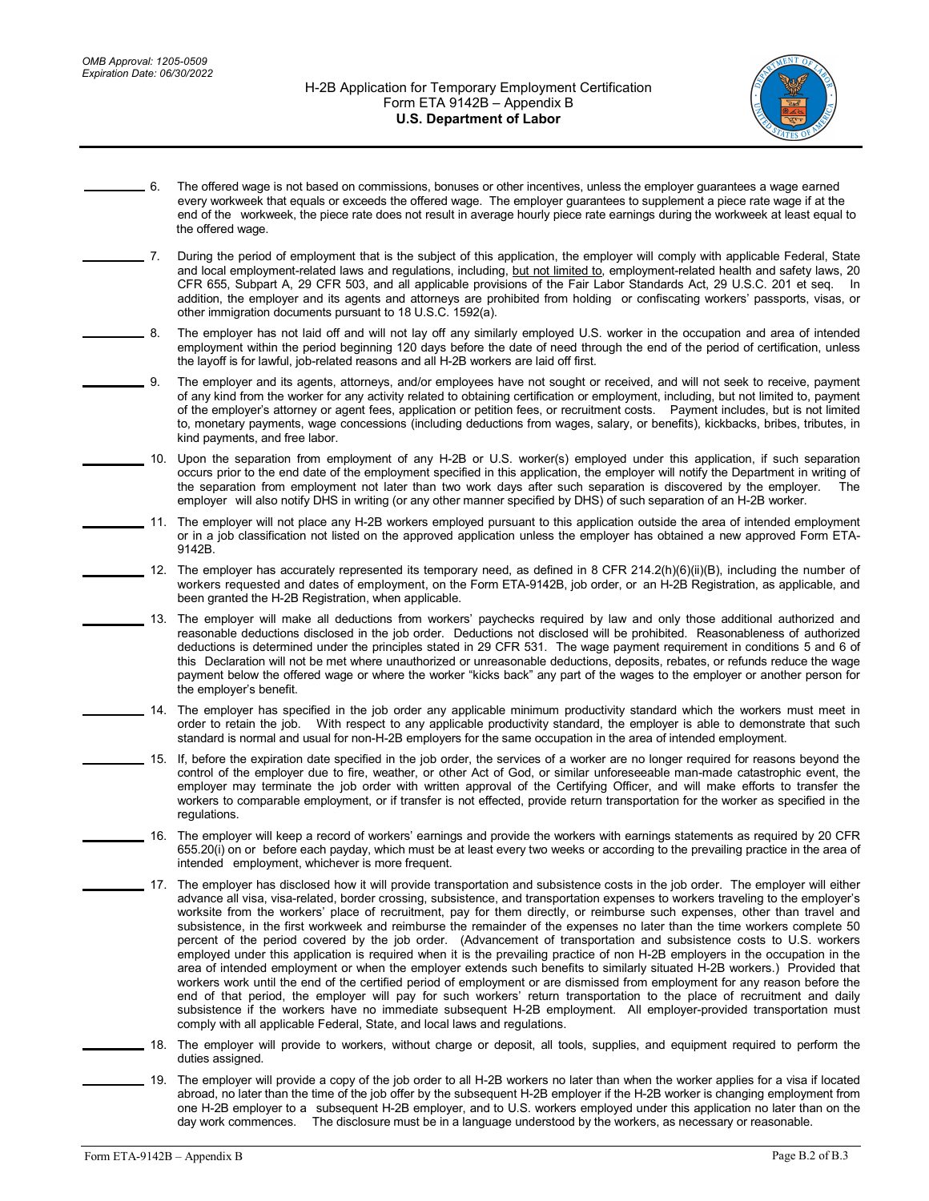OMB Approval: 1205-0509
Expiration Date: 06/30/2022

# H-2B Application for Temporary Employment Certification
## Form ETA 9142B – Appendix B
## U.S. Department of Labor

\_\_\_\_\_\_\_\_\_\_ 6. The offered wage is not based on commissions, bonuses or other incentives, unless the employer guarantees a wage earned every workweek that equals or exceeds the offered wage. The employer guarantees to supplement a piece rate wage if at the end of the workweek, the piece rate does not result in average hourly piece rate earnings during the workweek at least equal to the offered wage.

\_\_\_\_\_\_\_\_\_\_ 7. During the period of employment that is the subject of this application, the employer will comply with applicable Federal, State and local employment-related laws and regulations, including, but not limited to, employment-related health and safety laws, 20 CFR 655, Subpart A, 29 CFR 503, and all applicable provisions of the Fair Labor Standards Act, 29 U.S.C. 201 et seq. In addition, the employer and its agents and attorneys are prohibited from holding or confiscating workers' passports, visas, or other immigration documents pursuant to 18 U.S.C. 1592(a).

\_\_\_\_\_\_\_\_\_\_ 8. The employer has not laid off and will not lay off any similarly employed U.S. worker in the occupation and area of intended employment within the period beginning 120 days before the date of need through the end of the period of certification, unless the layoff is for lawful, job-related reasons and all H-2B workers are laid off first.

\_\_\_\_\_\_\_\_\_\_ 9. The employer and its agents, attorneys, and/or employees have not sought or received, and will not seek to receive, payment of any kind from the worker for any activity related to obtaining certification or employment, including, but not limited to, payment of the employer's attorney or agent fees, application or petition fees, or recruitment costs. Payment includes, but is not limited to, monetary payments, wage concessions (including deductions from wages, salary, or benefits), kickbacks, bribes, tributes, in kind payments, and free labor.

\_\_\_\_\_\_\_\_\_\_ 10. Upon the separation from employment of any H-2B or U.S. worker(s) employed under this application, if such separation occurs prior to the end date of the employment specified in this application, the employer will notify the Department in writing of the separation from employment not later than two work days after such separation is discovered by the employer. The employer will also notify DHS in writing (or any other manner specified by DHS) of such separation of an H-2B worker.

\_\_\_\_\_\_\_\_\_\_ 11. The employer will not place any H-2B workers employed pursuant to this application outside the area of intended employment or in a job classification not listed on the approved application unless the employer has obtained a new approved Form ETA-9142B.

\_\_\_\_\_\_\_\_\_\_ 12. The employer has accurately represented its temporary need, as defined in 8 CFR 214.2(h)(6)(ii)(B), including the number of workers requested and dates of employment, on the Form ETA-9142B, job order, or an H-2B Registration, as applicable, and been granted the H-2B Registration, when applicable.

\_\_\_\_\_\_\_\_\_\_ 13. The employer will make all deductions from workers' paychecks required by law and only those additional authorized and reasonable deductions disclosed in the job order. Deductions not disclosed will be prohibited. Reasonableness of authorized deductions is determined under the principles stated in 29 CFR 531. The wage payment requirement in conditions 5 and 6 of this Declaration will not be met where unauthorized or unreasonable deductions, deposits, rebates, or refunds reduce the wage payment below the offered wage or where the worker "kicks back" any part of the wages to the employer or another person for the employer's benefit.

\_\_\_\_\_\_\_\_\_\_ 14. The employer has specified in the job order any applicable minimum productivity standard which the workers must meet in order to retain the job. With respect to any applicable productivity standard, the employer is able to demonstrate that such standard is normal and usual for non-H-2B employers for the same occupation in the area of intended employment.

\_\_\_\_\_\_\_\_\_\_ 15. If, before the expiration date specified in the job order, the services of a worker are no longer required for reasons beyond the control of the employer due to fire, weather, or other Act of God, or similar unforeseeable man-made catastrophic event, the employer may terminate the job order with written approval of the Certifying Officer, and will make efforts to transfer the workers to comparable employment, or if transfer is not effected, provide return transportation for the worker as specified in the regulations.

\_\_\_\_\_\_\_\_\_\_ 16. The employer will keep a record of workers' earnings and provide the workers with earnings statements as required by 20 CFR 655.20(i) on or before each payday, which must be at least every two weeks or according to the prevailing practice in the area of intended employment, whichever is more frequent.

\_\_\_\_\_\_\_\_\_\_ 17. The employer has disclosed how it will provide transportation and subsistence costs in the job order. The employer will either advance all visa, visa-related, border crossing, subsistence, and transportation expenses to workers traveling to the employer's worksite from the workers' place of recruitment, pay for them directly, or reimburse such expenses, other than travel and subsistence, in the first workweek and reimburse the remainder of the expenses no later than the time workers complete 50 percent of the period covered by the job order. (Advancement of transportation and subsistence costs to U.S. workers employed under this application is required when it is the prevailing practice of non H-2B employers in the occupation in the area of intended employment or when the employer extends such benefits to similarly situated H-2B workers.) Provided that workers work until the end of the certified period of employment or are dismissed from employment for any reason before the end of that period, the employer will pay for such workers' return transportation to the place of recruitment and daily subsistence if the workers have no immediate subsequent H-2B employment. All employer-provided transportation must comply with all applicable Federal, State, and local laws and regulations.

\_\_\_\_\_\_\_\_\_\_ 18. The employer will provide to workers, without charge or deposit, all tools, supplies, and equipment required to perform the duties assigned.

\_\_\_\_\_\_\_\_\_\_ 19. The employer will provide a copy of the job order to all H-2B workers no later than when the worker applies for a visa if located abroad, no later than the time of the job offer by the subsequent H-2B employer if the H-2B worker is changing employment from one H-2B employer to a subsequent H-2B employer, and to U.S. workers employed under this application no later than on the day work commences. The disclosure must be in a language understood by the workers, as necessary or reasonable.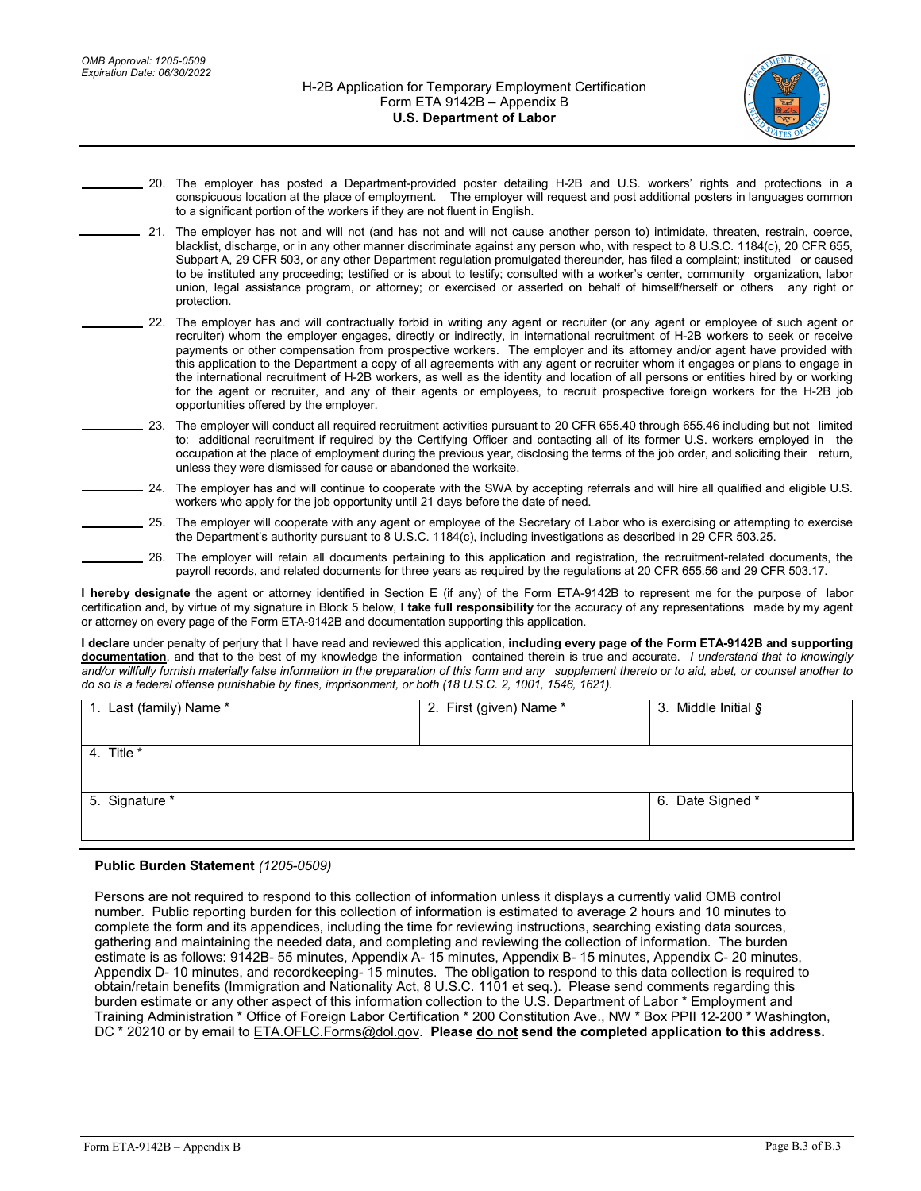OMB Approval: 1205-0509
Expiration Date: 06/30/2022

# H-2B Application for Temporary Employment Certification
Form ETA 9142B – Appendix B
**U.S. Department of Labor**

\_\_\_\_\_\_\_\_\_\_ 20. The employer has posted a Department-provided poster detailing H-2B and U.S. workers' rights and protections in a conspicuous location at the place of employment. The employer will request and post additional posters in languages common to a significant portion of the workers if they are not fluent in English.

\_\_\_\_\_\_\_\_\_\_ 21. The employer has not and will not (and has not and will not cause another person to) intimidate, threaten, restrain, coerce, blacklist, discharge, or in any other manner discriminate against any person who, with respect to 8 U.S.C. 1184(c), 20 CFR 655, Subpart A, 29 CFR 503, or any other Department regulation promulgated thereunder, has filed a complaint; instituted or caused to be instituted any proceeding; testified or is about to testify; consulted with a worker's center, community organization, labor union, legal assistance program, or attorney; or exercised or asserted on behalf of himself/herself or others any right or protection.

\_\_\_\_\_\_\_\_\_\_ 22. The employer has and will contractually forbid in writing any agent or recruiter (or any agent or employee of such agent or recruiter) whom the employer engages, directly or indirectly, in international recruitment of H-2B workers to seek or receive payments or other compensation from prospective workers. The employer and its attorney and/or agent have provided with this application to the Department a copy of all agreements with any agent or recruiter whom it engages or plans to engage in the international recruitment of H-2B workers, as well as the identity and location of all persons or entities hired by or working for the agent or recruiter, and any of their agents or employees, to recruit prospective foreign workers for the H-2B job opportunities offered by the employer.

\_\_\_\_\_\_\_\_\_\_ 23. The employer will conduct all required recruitment activities pursuant to 20 CFR 655.40 through 655.46 including but not limited to: additional recruitment if required by the Certifying Officer and contacting all of its former U.S. workers employed in the occupation at the place of employment during the previous year, disclosing the terms of the job order, and soliciting their return, unless they were dismissed for cause or abandoned the worksite.

\_\_\_\_\_\_\_\_\_\_ 24. The employer has and will continue to cooperate with the SWA by accepting referrals and will hire all qualified and eligible U.S. workers who apply for the job opportunity until 21 days before the date of need.

\_\_\_\_\_\_\_\_\_\_ 25. The employer will cooperate with any agent or employee of the Secretary of Labor who is exercising or attempting to exercise the Department's authority pursuant to 8 U.S.C. 1184(c), including investigations as described in 29 CFR 503.25.

\_\_\_\_\_\_\_\_\_\_ 26. The employer will retain all documents pertaining to this application and registration, the recruitment-related documents, the payroll records, and related documents for three years as required by the regulations at 20 CFR 655.56 and 29 CFR 503.17.

**I hereby designate** the agent or attorney identified in Section E (if any) of the Form ETA-9142B to represent me for the purpose of labor certification and, by virtue of my signature in Block 5 below, **I take full responsibility** for the accuracy of any representations made by my agent or attorney on every page of the Form ETA-9142B and documentation supporting this application.

**I declare** under penalty of perjury that I have read and reviewed this application, **<u>including every page of the Form ETA-9142B and supporting documentation</u>**, and that to the best of my knowledge the information contained therein is true and accurate. *I understand that to knowingly and/or willfully furnish materially false information in the preparation of this form and any supplement thereto or to aid, abet, or counsel another to do so is a federal offense punishable by fines, imprisonment, or both (18 U.S.C. 2, 1001, 1546, 1621).*

| | | |
|---|---|---|
| 1. Last (family) Name * | 2. First (given) Name * | 3. Middle Initial § |
| 4. Title * | | |
| 5. Signature * | | 6. Date Signed * |

**Public Burden Statement** *(1205-0509)*

Persons are not required to respond to this collection of information unless it displays a currently valid OMB control number. Public reporting burden for this collection of information is estimated to average 2 hours and 10 minutes to complete the form and its appendices, including the time for reviewing instructions, searching existing data sources, gathering and maintaining the needed data, and completing and reviewing the collection of information. The burden estimate is as follows: 9142B- 55 minutes, Appendix A- 15 minutes, Appendix B- 15 minutes, Appendix C- 20 minutes, Appendix D- 10 minutes, and recordkeeping- 15 minutes. The obligation to respond to this data collection is required to obtain/retain benefits (Immigration and Nationality Act, 8 U.S.C. 1101 et seq.). Please send comments regarding this burden estimate or any other aspect of this information collection to the U.S. Department of Labor * Employment and Training Administration * Office of Foreign Labor Certification * 200 Constitution Ave., NW * Box PPII 12-200 * Washington, DC * 20210 or by email to ETA.OFLC.Forms@dol.gov. **Please <u>do not</u> send the completed application to this address.**